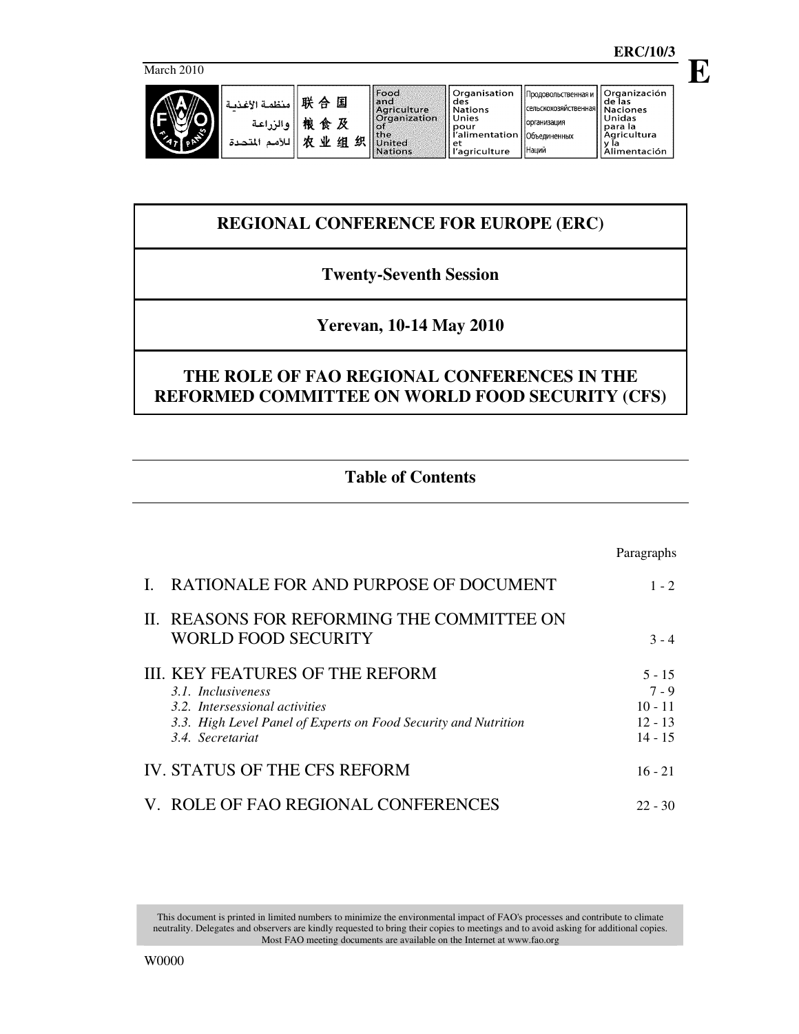ERC/10/3

March 2010

E

منظمة الأغذية والزراعة للأمم المتحدة | 联合国粮食及农业组织 | Food and Agriculture Organization of the United Nations | Organisation des Nations Unies pour l'alimentation et l'agriculture | Продовольственная и сельскохозяйственная организация Объединенных Наций | Organización de las Naciones Unidas para la Agricultura y la Alimentación

# REGIONAL CONFERENCE FOR EUROPE (ERC)

## Twenty-Seventh Session

## Yerevan, 10-14 May 2010

## THE ROLE OF FAO REGIONAL CONFERENCES IN THE REFORMED COMMITTEE ON WORLD FOOD SECURITY (CFS)

## Table of Contents

| | Paragraphs |
|---|---|
| I. RATIONALE FOR AND PURPOSE OF DOCUMENT | 1 - 2 |
| II. REASONS FOR REFORMING THE COMMITTEE ON WORLD FOOD SECURITY | 3 - 4 |
| III. KEY FEATURES OF THE REFORM | 5 - 15 |
| *3.1. Inclusiveness* | 7 - 9 |
| *3.2. Intersessional activities* | 10 - 11 |
| *3.3. High Level Panel of Experts on Food Security and Nutrition* | 12 - 13 |
| *3.4. Secretariat* | 14 - 15 |
| IV. STATUS OF THE CFS REFORM | 16 - 21 |
| V. ROLE OF FAO REGIONAL CONFERENCES | 22 - 30 |

This document is printed in limited numbers to minimize the environmental impact of FAO's processes and contribute to climate neutrality. Delegates and observers are kindly requested to bring their copies to meetings and to avoid asking for additional copies. Most FAO meeting documents are available on the Internet at www.fao.org

W0000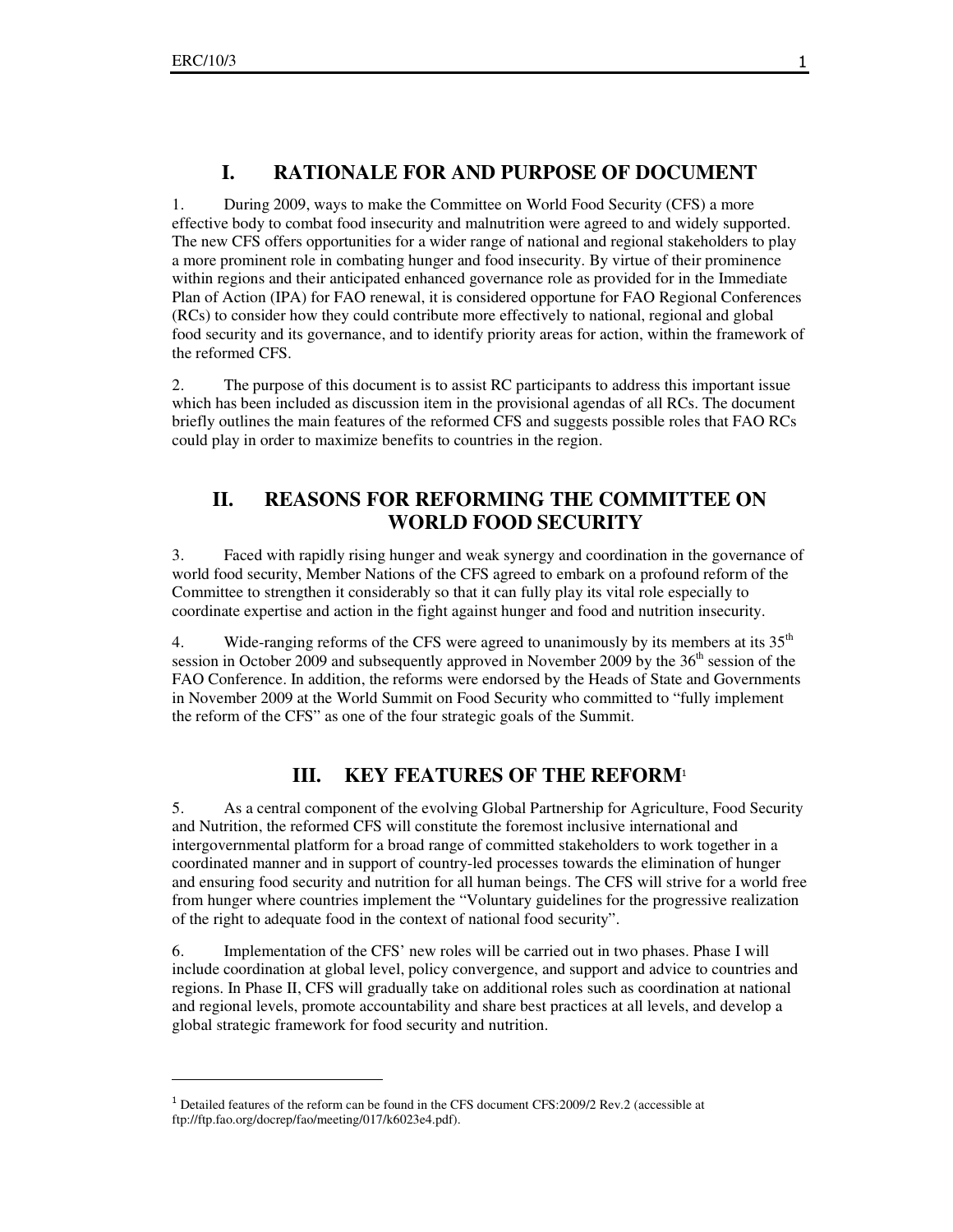## I. RATIONALE FOR AND PURPOSE OF DOCUMENT

1. During 2009, ways to make the Committee on World Food Security (CFS) a more effective body to combat food insecurity and malnutrition were agreed to and widely supported. The new CFS offers opportunities for a wider range of national and regional stakeholders to play a more prominent role in combating hunger and food insecurity. By virtue of their prominence within regions and their anticipated enhanced governance role as provided for in the Immediate Plan of Action (IPA) for FAO renewal, it is considered opportune for FAO Regional Conferences (RCs) to consider how they could contribute more effectively to national, regional and global food security and its governance, and to identify priority areas for action, within the framework of the reformed CFS.

2. The purpose of this document is to assist RC participants to address this important issue which has been included as discussion item in the provisional agendas of all RCs. The document briefly outlines the main features of the reformed CFS and suggests possible roles that FAO RCs could play in order to maximize benefits to countries in the region.

## II. REASONS FOR REFORMING THE COMMITTEE ON WORLD FOOD SECURITY

3. Faced with rapidly rising hunger and weak synergy and coordination in the governance of world food security, Member Nations of the CFS agreed to embark on a profound reform of the Committee to strengthen it considerably so that it can fully play its vital role especially to coordinate expertise and action in the fight against hunger and food and nutrition insecurity.

4. Wide-ranging reforms of the CFS were agreed to unanimously by its members at its 35th session in October 2009 and subsequently approved in November 2009 by the 36th session of the FAO Conference. In addition, the reforms were endorsed by the Heads of State and Governments in November 2009 at the World Summit on Food Security who committed to "fully implement the reform of the CFS" as one of the four strategic goals of the Summit.

## III. KEY FEATURES OF THE REFORM[1]

5. As a central component of the evolving Global Partnership for Agriculture, Food Security and Nutrition, the reformed CFS will constitute the foremost inclusive international and intergovernmental platform for a broad range of committed stakeholders to work together in a coordinated manner and in support of country-led processes towards the elimination of hunger and ensuring food security and nutrition for all human beings. The CFS will strive for a world free from hunger where countries implement the "Voluntary guidelines for the progressive realization of the right to adequate food in the context of national food security".

6. Implementation of the CFS' new roles will be carried out in two phases. Phase I will include coordination at global level, policy convergence, and support and advice to countries and regions. In Phase II, CFS will gradually take on additional roles such as coordination at national and regional levels, promote accountability and share best practices at all levels, and develop a global strategic framework for food security and nutrition.

---

[1] Detailed features of the reform can be found in the CFS document CFS:2009/2 Rev.2 (accessible at ftp://ftp.fao.org/docrep/fao/meeting/017/k6023e4.pdf).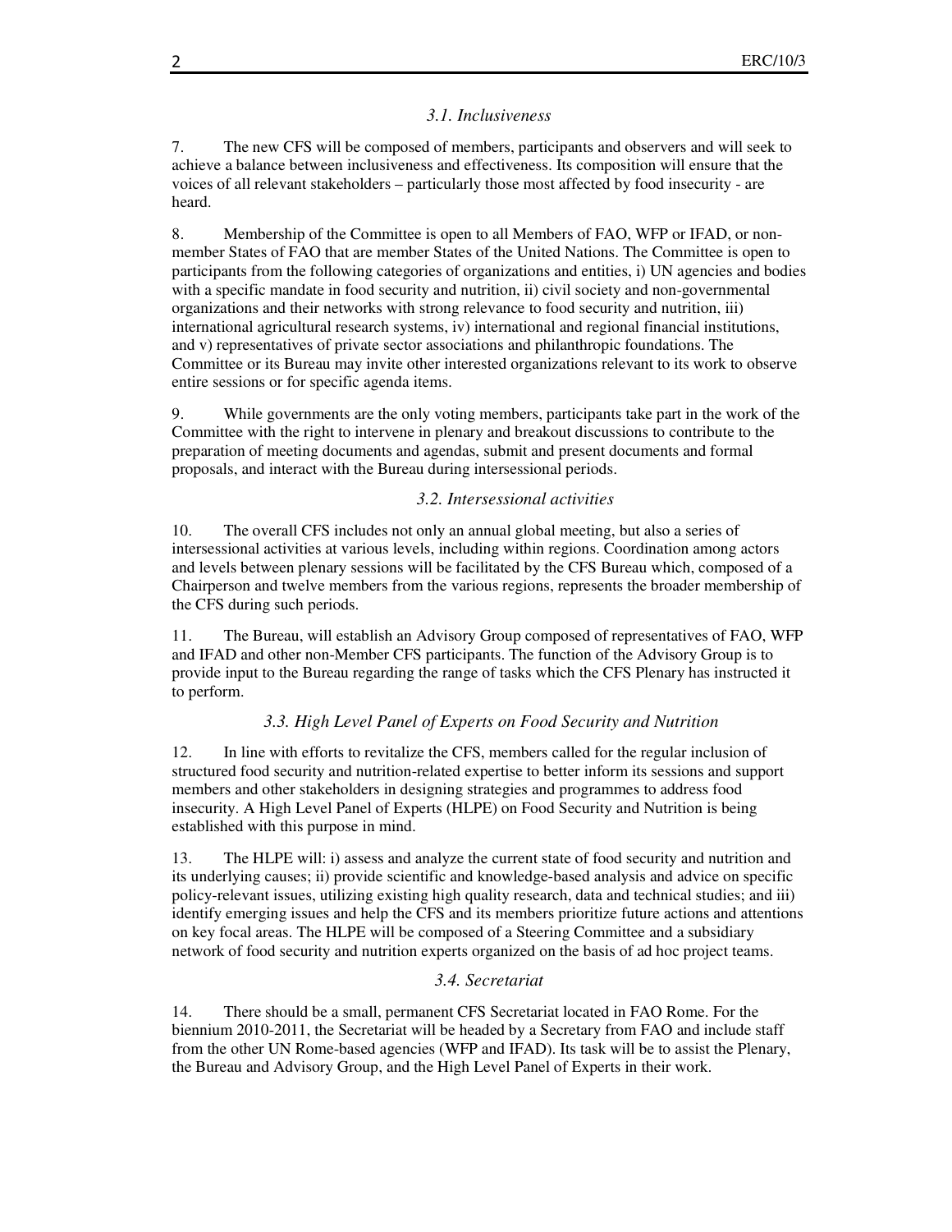### *3.1. Inclusiveness*

7. The new CFS will be composed of members, participants and observers and will seek to achieve a balance between inclusiveness and effectiveness. Its composition will ensure that the voices of all relevant stakeholders – particularly those most affected by food insecurity - are heard.

8. Membership of the Committee is open to all Members of FAO, WFP or IFAD, or non-member States of FAO that are member States of the United Nations. The Committee is open to participants from the following categories of organizations and entities, i) UN agencies and bodies with a specific mandate in food security and nutrition, ii) civil society and non-governmental organizations and their networks with strong relevance to food security and nutrition, iii) international agricultural research systems, iv) international and regional financial institutions, and v) representatives of private sector associations and philanthropic foundations. The Committee or its Bureau may invite other interested organizations relevant to its work to observe entire sessions or for specific agenda items.

9. While governments are the only voting members, participants take part in the work of the Committee with the right to intervene in plenary and breakout discussions to contribute to the preparation of meeting documents and agendas, submit and present documents and formal proposals, and interact with the Bureau during intersessional periods.

### *3.2. Intersessional activities*

10. The overall CFS includes not only an annual global meeting, but also a series of intersessional activities at various levels, including within regions. Coordination among actors and levels between plenary sessions will be facilitated by the CFS Bureau which, composed of a Chairperson and twelve members from the various regions, represents the broader membership of the CFS during such periods.

11. The Bureau, will establish an Advisory Group composed of representatives of FAO, WFP and IFAD and other non-Member CFS participants. The function of the Advisory Group is to provide input to the Bureau regarding the range of tasks which the CFS Plenary has instructed it to perform.

### *3.3. High Level Panel of Experts on Food Security and Nutrition*

12. In line with efforts to revitalize the CFS, members called for the regular inclusion of structured food security and nutrition-related expertise to better inform its sessions and support members and other stakeholders in designing strategies and programmes to address food insecurity. A High Level Panel of Experts (HLPE) on Food Security and Nutrition is being established with this purpose in mind.

13. The HLPE will: i) assess and analyze the current state of food security and nutrition and its underlying causes; ii) provide scientific and knowledge-based analysis and advice on specific policy-relevant issues, utilizing existing high quality research, data and technical studies; and iii) identify emerging issues and help the CFS and its members prioritize future actions and attentions on key focal areas. The HLPE will be composed of a Steering Committee and a subsidiary network of food security and nutrition experts organized on the basis of ad hoc project teams.

### *3.4. Secretariat*

14. There should be a small, permanent CFS Secretariat located in FAO Rome. For the biennium 2010-2011, the Secretariat will be headed by a Secretary from FAO and include staff from the other UN Rome-based agencies (WFP and IFAD). Its task will be to assist the Plenary, the Bureau and Advisory Group, and the High Level Panel of Experts in their work.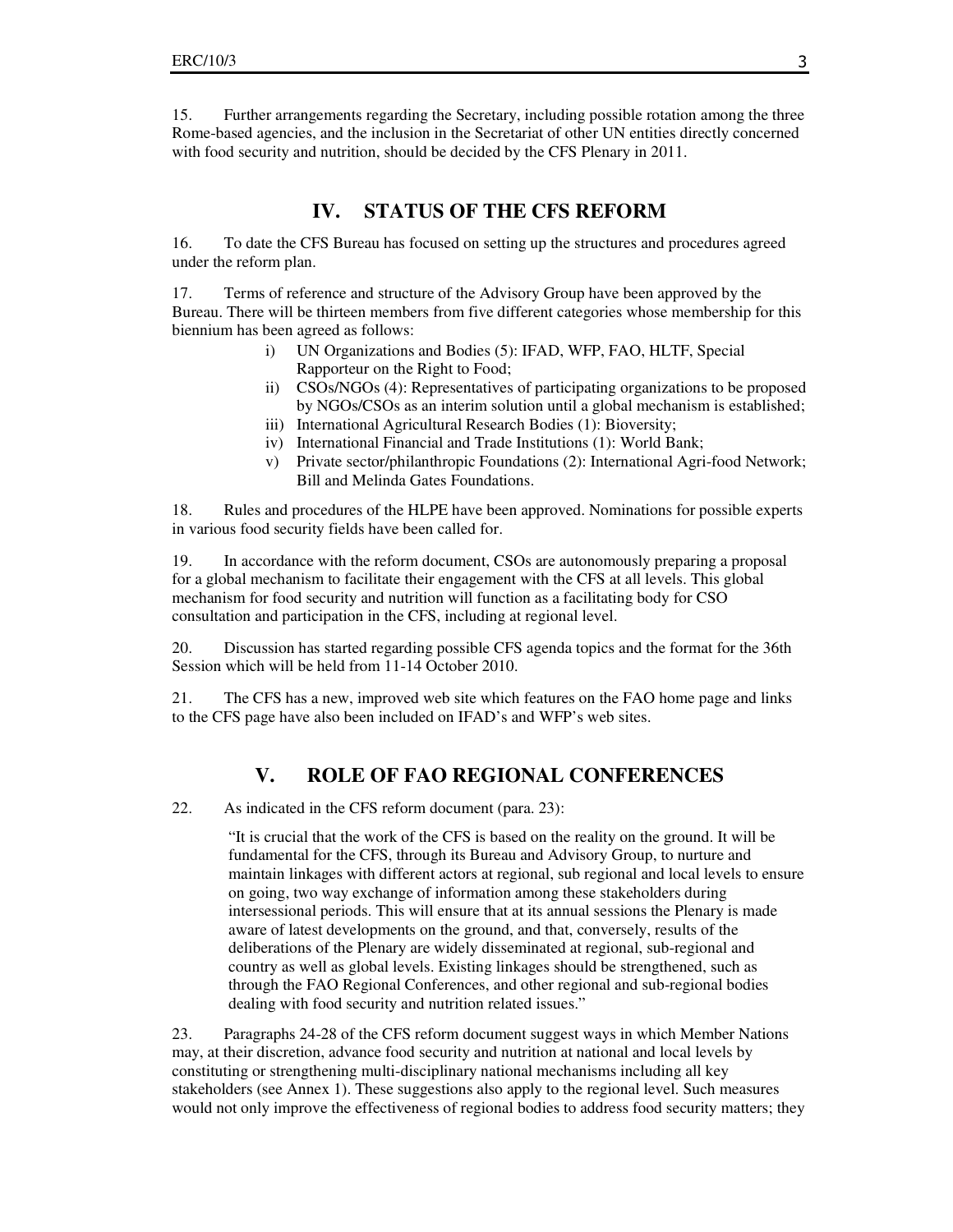15. Further arrangements regarding the Secretary, including possible rotation among the three Rome-based agencies, and the inclusion in the Secretariat of other UN entities directly concerned with food security and nutrition, should be decided by the CFS Plenary in 2011.

## IV. STATUS OF THE CFS REFORM

16. To date the CFS Bureau has focused on setting up the structures and procedures agreed under the reform plan.

17. Terms of reference and structure of the Advisory Group have been approved by the Bureau. There will be thirteen members from five different categories whose membership for this biennium has been agreed as follows:

i) UN Organizations and Bodies (5): IFAD, WFP, FAO, HLTF, Special Rapporteur on the Right to Food;
ii) CSOs/NGOs (4): Representatives of participating organizations to be proposed by NGOs/CSOs as an interim solution until a global mechanism is established;
iii) International Agricultural Research Bodies (1): Bioversity;
iv) International Financial and Trade Institutions (1): World Bank;
v) Private sector/philanthropic Foundations (2): International Agri-food Network; Bill and Melinda Gates Foundations.

18. Rules and procedures of the HLPE have been approved. Nominations for possible experts in various food security fields have been called for.

19. In accordance with the reform document, CSOs are autonomously preparing a proposal for a global mechanism to facilitate their engagement with the CFS at all levels. This global mechanism for food security and nutrition will function as a facilitating body for CSO consultation and participation in the CFS, including at regional level.

20. Discussion has started regarding possible CFS agenda topics and the format for the 36th Session which will be held from 11-14 October 2010.

21. The CFS has a new, improved web site which features on the FAO home page and links to the CFS page have also been included on IFAD's and WFP's web sites.

## V. ROLE OF FAO REGIONAL CONFERENCES

22. As indicated in the CFS reform document (para. 23):

> "It is crucial that the work of the CFS is based on the reality on the ground. It will be fundamental for the CFS, through its Bureau and Advisory Group, to nurture and maintain linkages with different actors at regional, sub regional and local levels to ensure on going, two way exchange of information among these stakeholders during intersessional periods. This will ensure that at its annual sessions the Plenary is made aware of latest developments on the ground, and that, conversely, results of the deliberations of the Plenary are widely disseminated at regional, sub-regional and country as well as global levels. Existing linkages should be strengthened, such as through the FAO Regional Conferences, and other regional and sub-regional bodies dealing with food security and nutrition related issues."

23. Paragraphs 24-28 of the CFS reform document suggest ways in which Member Nations may, at their discretion, advance food security and nutrition at national and local levels by constituting or strengthening multi-disciplinary national mechanisms including all key stakeholders (see Annex 1). These suggestions also apply to the regional level. Such measures would not only improve the effectiveness of regional bodies to address food security matters; they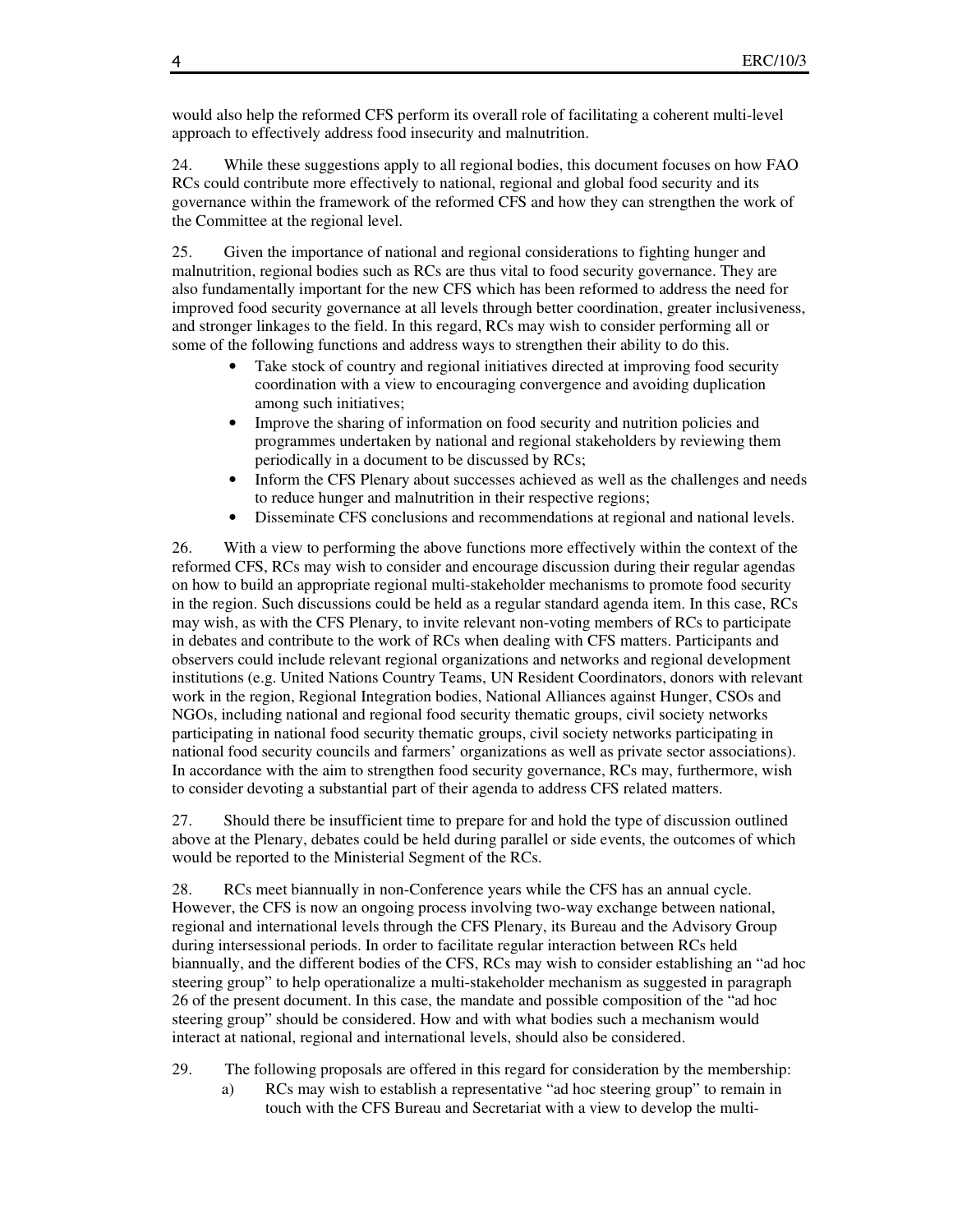would also help the reformed CFS perform its overall role of facilitating a coherent multi-level approach to effectively address food insecurity and malnutrition.

24. While these suggestions apply to all regional bodies, this document focuses on how FAO RCs could contribute more effectively to national, regional and global food security and its governance within the framework of the reformed CFS and how they can strengthen the work of the Committee at the regional level.

25. Given the importance of national and regional considerations to fighting hunger and malnutrition, regional bodies such as RCs are thus vital to food security governance. They are also fundamentally important for the new CFS which has been reformed to address the need for improved food security governance at all levels through better coordination, greater inclusiveness, and stronger linkages to the field. In this regard, RCs may wish to consider performing all or some of the following functions and address ways to strengthen their ability to do this.

- Take stock of country and regional initiatives directed at improving food security coordination with a view to encouraging convergence and avoiding duplication among such initiatives;
- Improve the sharing of information on food security and nutrition policies and programmes undertaken by national and regional stakeholders by reviewing them periodically in a document to be discussed by RCs;
- Inform the CFS Plenary about successes achieved as well as the challenges and needs to reduce hunger and malnutrition in their respective regions;
- Disseminate CFS conclusions and recommendations at regional and national levels.

26. With a view to performing the above functions more effectively within the context of the reformed CFS, RCs may wish to consider and encourage discussion during their regular agendas on how to build an appropriate regional multi-stakeholder mechanisms to promote food security in the region. Such discussions could be held as a regular standard agenda item. In this case, RCs may wish, as with the CFS Plenary, to invite relevant non-voting members of RCs to participate in debates and contribute to the work of RCs when dealing with CFS matters. Participants and observers could include relevant regional organizations and networks and regional development institutions (e.g. United Nations Country Teams, UN Resident Coordinators, donors with relevant work in the region, Regional Integration bodies, National Alliances against Hunger, CSOs and NGOs, including national and regional food security thematic groups, civil society networks participating in national food security thematic groups, civil society networks participating in national food security councils and farmers' organizations as well as private sector associations). In accordance with the aim to strengthen food security governance, RCs may, furthermore, wish to consider devoting a substantial part of their agenda to address CFS related matters.

27. Should there be insufficient time to prepare for and hold the type of discussion outlined above at the Plenary, debates could be held during parallel or side events, the outcomes of which would be reported to the Ministerial Segment of the RCs.

28. RCs meet biannually in non-Conference years while the CFS has an annual cycle. However, the CFS is now an ongoing process involving two-way exchange between national, regional and international levels through the CFS Plenary, its Bureau and the Advisory Group during intersessional periods. In order to facilitate regular interaction between RCs held biannually, and the different bodies of the CFS, RCs may wish to consider establishing an "ad hoc steering group" to help operationalize a multi-stakeholder mechanism as suggested in paragraph 26 of the present document. In this case, the mandate and possible composition of the "ad hoc steering group" should be considered. How and with what bodies such a mechanism would interact at national, regional and international levels, should also be considered.

29. The following proposals are offered in this regard for consideration by the membership:

a) RCs may wish to establish a representative "ad hoc steering group" to remain in touch with the CFS Bureau and Secretariat with a view to develop the multi-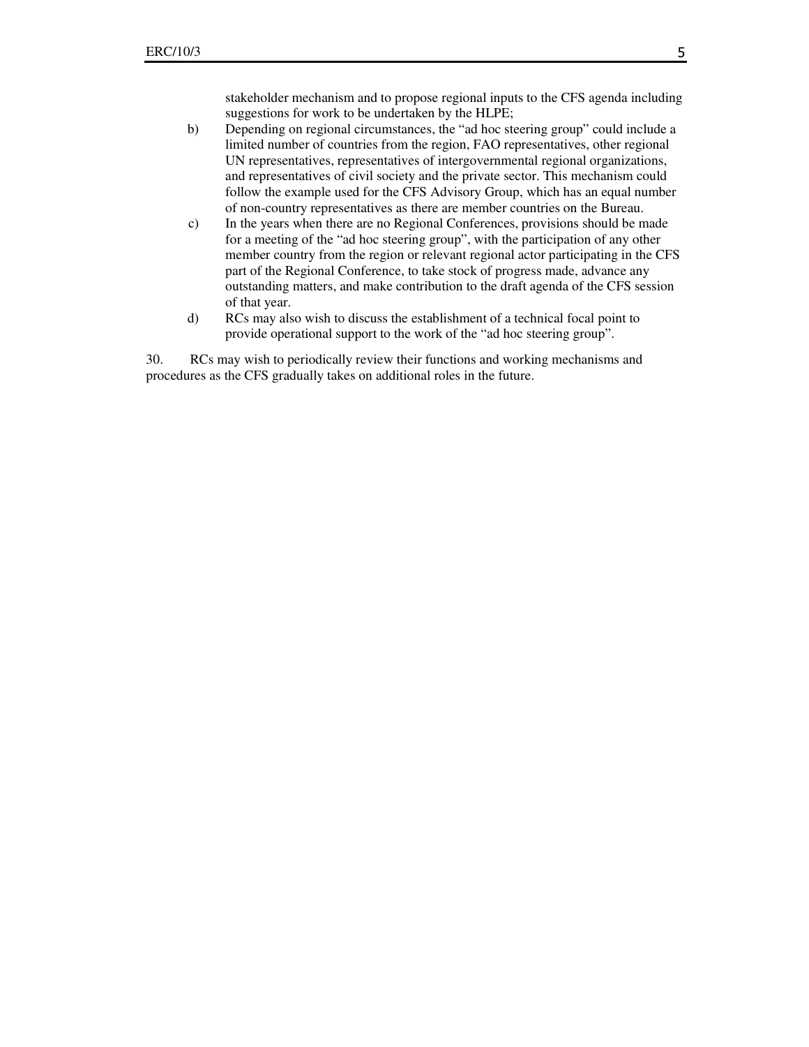stakeholder mechanism and to propose regional inputs to the CFS agenda including suggestions for work to be undertaken by the HLPE;

b) Depending on regional circumstances, the "ad hoc steering group" could include a limited number of countries from the region, FAO representatives, other regional UN representatives, representatives of intergovernmental regional organizations, and representatives of civil society and the private sector. This mechanism could follow the example used for the CFS Advisory Group, which has an equal number of non-country representatives as there are member countries on the Bureau.

c) In the years when there are no Regional Conferences, provisions should be made for a meeting of the "ad hoc steering group", with the participation of any other member country from the region or relevant regional actor participating in the CFS part of the Regional Conference, to take stock of progress made, advance any outstanding matters, and make contribution to the draft agenda of the CFS session of that year.

d) RCs may also wish to discuss the establishment of a technical focal point to provide operational support to the work of the "ad hoc steering group".

30. RCs may wish to periodically review their functions and working mechanisms and procedures as the CFS gradually takes on additional roles in the future.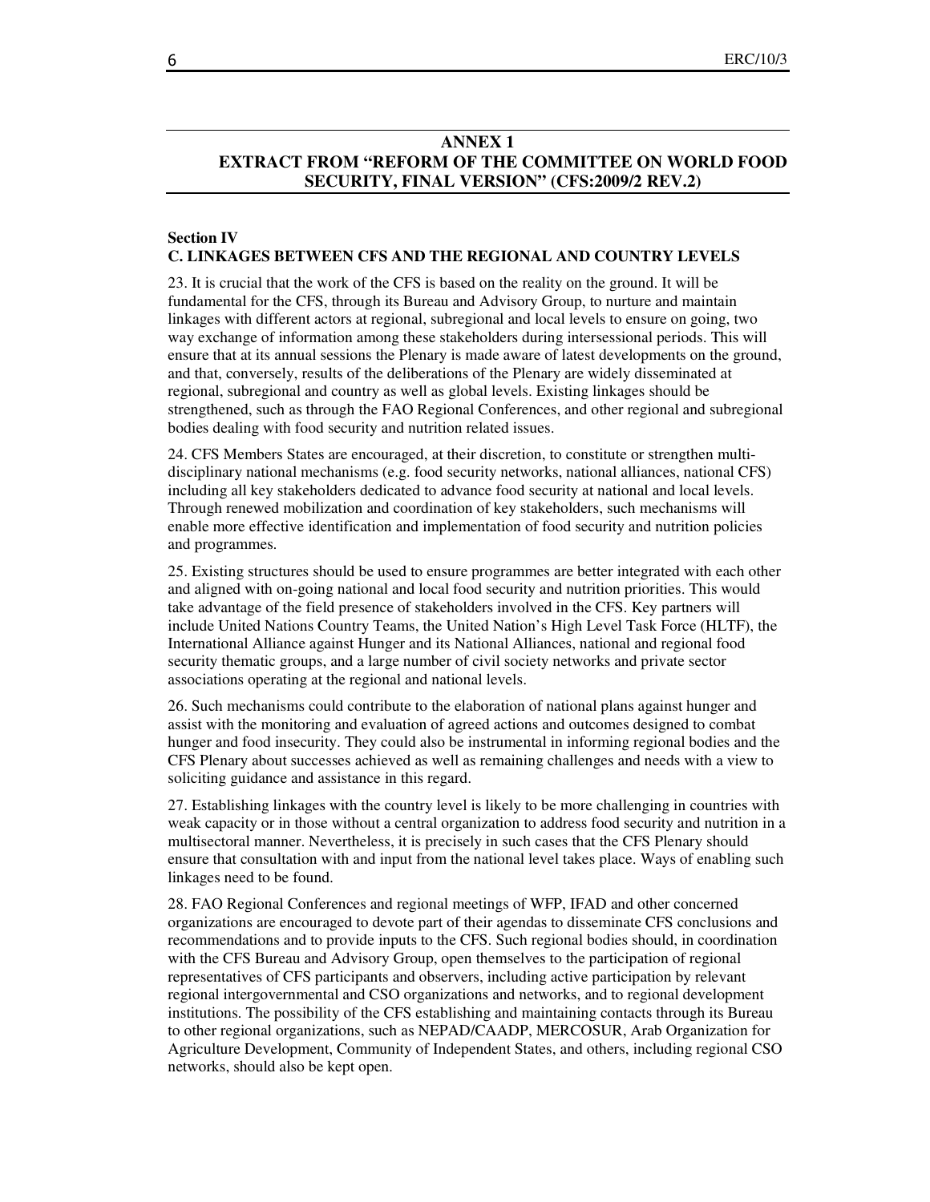## ANNEX 1
## EXTRACT FROM "REFORM OF THE COMMITTEE ON WORLD FOOD SECURITY, FINAL VERSION" (CFS:2009/2 REV.2)

**Section IV**
**C. LINKAGES BETWEEN CFS AND THE REGIONAL AND COUNTRY LEVELS**

23. It is crucial that the work of the CFS is based on the reality on the ground. It will be fundamental for the CFS, through its Bureau and Advisory Group, to nurture and maintain linkages with different actors at regional, subregional and local levels to ensure on going, two way exchange of information among these stakeholders during intersessional periods. This will ensure that at its annual sessions the Plenary is made aware of latest developments on the ground, and that, conversely, results of the deliberations of the Plenary are widely disseminated at regional, subregional and country as well as global levels. Existing linkages should be strengthened, such as through the FAO Regional Conferences, and other regional and subregional bodies dealing with food security and nutrition related issues.

24. CFS Members States are encouraged, at their discretion, to constitute or strengthen multi-disciplinary national mechanisms (e.g. food security networks, national alliances, national CFS) including all key stakeholders dedicated to advance food security at national and local levels. Through renewed mobilization and coordination of key stakeholders, such mechanisms will enable more effective identification and implementation of food security and nutrition policies and programmes.

25. Existing structures should be used to ensure programmes are better integrated with each other and aligned with on-going national and local food security and nutrition priorities. This would take advantage of the field presence of stakeholders involved in the CFS. Key partners will include United Nations Country Teams, the United Nation's High Level Task Force (HLTF), the International Alliance against Hunger and its National Alliances, national and regional food security thematic groups, and a large number of civil society networks and private sector associations operating at the regional and national levels.

26. Such mechanisms could contribute to the elaboration of national plans against hunger and assist with the monitoring and evaluation of agreed actions and outcomes designed to combat hunger and food insecurity. They could also be instrumental in informing regional bodies and the CFS Plenary about successes achieved as well as remaining challenges and needs with a view to soliciting guidance and assistance in this regard.

27. Establishing linkages with the country level is likely to be more challenging in countries with weak capacity or in those without a central organization to address food security and nutrition in a multisectoral manner. Nevertheless, it is precisely in such cases that the CFS Plenary should ensure that consultation with and input from the national level takes place. Ways of enabling such linkages need to be found.

28. FAO Regional Conferences and regional meetings of WFP, IFAD and other concerned organizations are encouraged to devote part of their agendas to disseminate CFS conclusions and recommendations and to provide inputs to the CFS. Such regional bodies should, in coordination with the CFS Bureau and Advisory Group, open themselves to the participation of regional representatives of CFS participants and observers, including active participation by relevant regional intergovernmental and CSO organizations and networks, and to regional development institutions. The possibility of the CFS establishing and maintaining contacts through its Bureau to other regional organizations, such as NEPAD/CAADP, MERCOSUR, Arab Organization for Agriculture Development, Community of Independent States, and others, including regional CSO networks, should also be kept open.